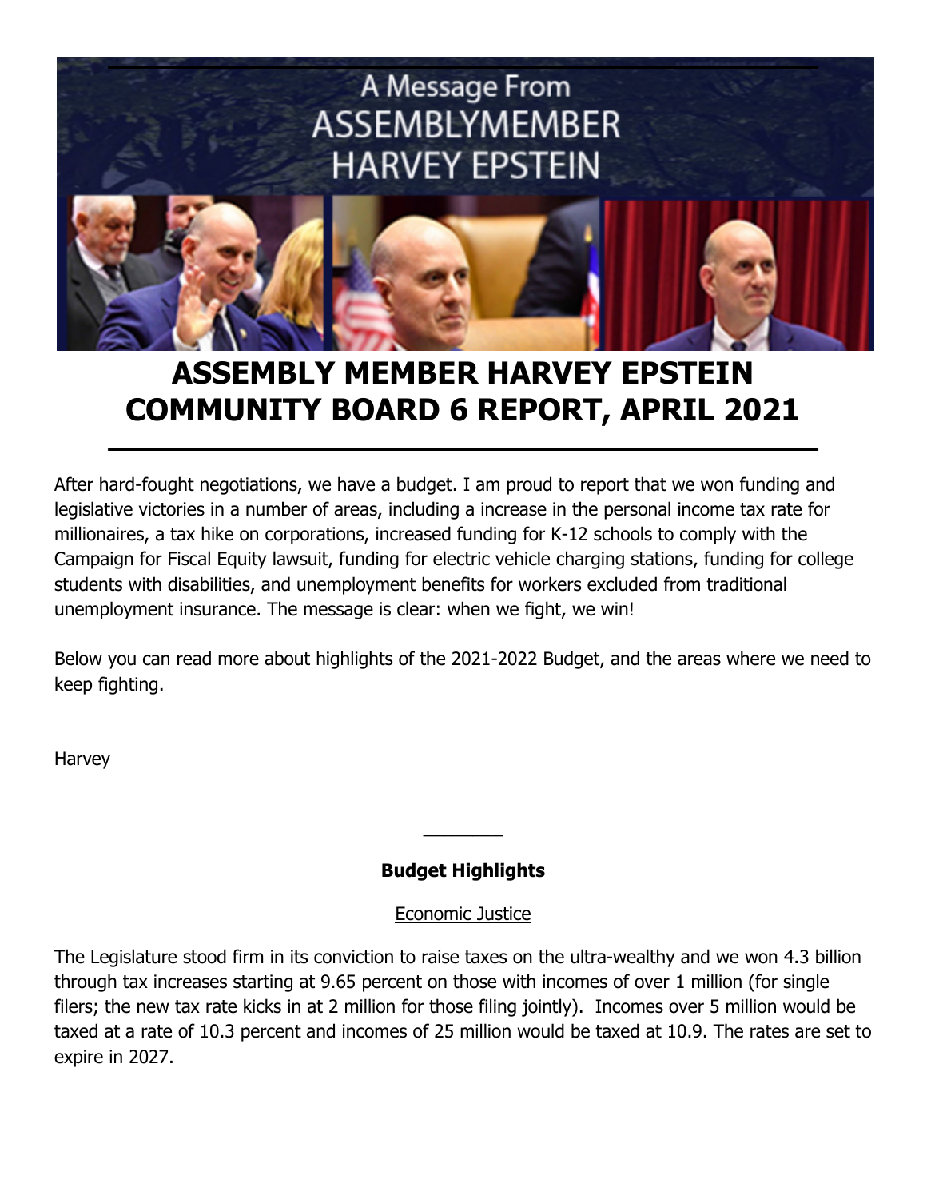A Message From
ASSEMBLYMEMBER
HARVEY EPSTEIN

# ASSEMBLY MEMBER HARVEY EPSTEIN COMMUNITY BOARD 6 REPORT, APRIL 2021

After hard-fought negotiations, we have a budget. I am proud to report that we won funding and legislative victories in a number of areas, including a increase in the personal income tax rate for millionaires, a tax hike on corporations, increased funding for K-12 schools to comply with the Campaign for Fiscal Equity lawsuit, funding for electric vehicle charging stations, funding for college students with disabilities, and unemployment benefits for workers excluded from traditional unemployment insurance. The message is clear: when we fight, we win!

Below you can read more about highlights of the 2021-2022 Budget, and the areas where we need to keep fighting.

Harvey

---

**Budget Highlights**

Economic Justice

The Legislature stood firm in its conviction to raise taxes on the ultra-wealthy and we won 4.3 billion through tax increases starting at 9.65 percent on those with incomes of over 1 million (for single filers; the new tax rate kicks in at 2 million for those filing jointly). Incomes over 5 million would be taxed at a rate of 10.3 percent and incomes of 25 million would be taxed at 10.9. The rates are set to expire in 2027.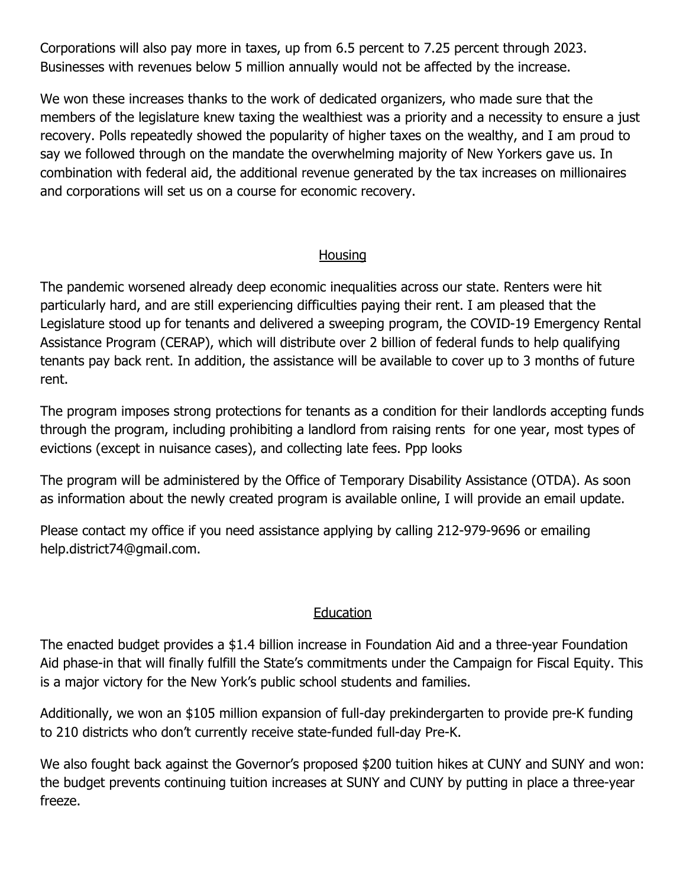Corporations will also pay more in taxes, up from 6.5 percent to 7.25 percent through 2023. Businesses with revenues below 5 million annually would not be affected by the increase.

We won these increases thanks to the work of dedicated organizers, who made sure that the members of the legislature knew taxing the wealthiest was a priority and a necessity to ensure a just recovery. Polls repeatedly showed the popularity of higher taxes on the wealthy, and I am proud to say we followed through on the mandate the overwhelming majority of New Yorkers gave us. In combination with federal aid, the additional revenue generated by the tax increases on millionaires and corporations will set us on a course for economic recovery.

## Housing

The pandemic worsened already deep economic inequalities across our state. Renters were hit particularly hard, and are still experiencing difficulties paying their rent. I am pleased that the Legislature stood up for tenants and delivered a sweeping program, the COVID-19 Emergency Rental Assistance Program (CERAP), which will distribute over 2 billion of federal funds to help qualifying tenants pay back rent. In addition, the assistance will be available to cover up to 3 months of future rent.

The program imposes strong protections for tenants as a condition for their landlords accepting funds through the program, including prohibiting a landlord from raising rents for one year, most types of evictions (except in nuisance cases), and collecting late fees. Ppp looks

The program will be administered by the Office of Temporary Disability Assistance (OTDA). As soon as information about the newly created program is available online, I will provide an email update.

Please contact my office if you need assistance applying by calling 212-979-9696 or emailing help.district74@gmail.com.

## Education

The enacted budget provides a $1.4 billion increase in Foundation Aid and a three-year Foundation Aid phase-in that will finally fulfill the State's commitments under the Campaign for Fiscal Equity. This is a major victory for the New York's public school students and families.

Additionally, we won an $105 million expansion of full-day prekindergarten to provide pre-K funding to 210 districts who don't currently receive state-funded full-day Pre-K.

We also fought back against the Governor's proposed $200 tuition hikes at CUNY and SUNY and won: the budget prevents continuing tuition increases at SUNY and CUNY by putting in place a three-year freeze.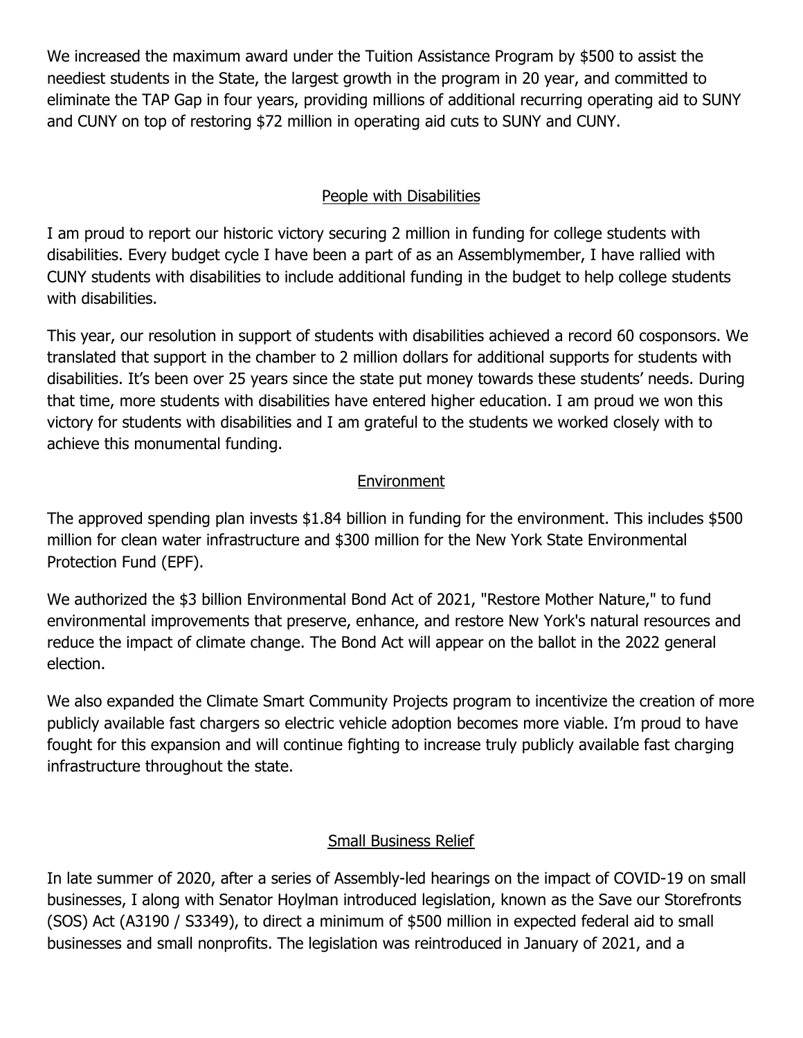We increased the maximum award under the Tuition Assistance Program by $500 to assist the neediest students in the State, the largest growth in the program in 20 year, and committed to eliminate the TAP Gap in four years, providing millions of additional recurring operating aid to SUNY and CUNY on top of restoring $72 million in operating aid cuts to SUNY and CUNY.

## People with Disabilities

I am proud to report our historic victory securing 2 million in funding for college students with disabilities. Every budget cycle I have been a part of as an Assemblymember, I have rallied with CUNY students with disabilities to include additional funding in the budget to help college students with disabilities.

This year, our resolution in support of students with disabilities achieved a record 60 cosponsors. We translated that support in the chamber to 2 million dollars for additional supports for students with disabilities. It's been over 25 years since the state put money towards these students' needs. During that time, more students with disabilities have entered higher education. I am proud we won this victory for students with disabilities and I am grateful to the students we worked closely with to achieve this monumental funding.

## Environment

The approved spending plan invests $1.84 billion in funding for the environment. This includes $500 million for clean water infrastructure and $300 million for the New York State Environmental Protection Fund (EPF).

We authorized the $3 billion Environmental Bond Act of 2021, "Restore Mother Nature," to fund environmental improvements that preserve, enhance, and restore New York's natural resources and reduce the impact of climate change. The Bond Act will appear on the ballot in the 2022 general election.

We also expanded the Climate Smart Community Projects program to incentivize the creation of more publicly available fast chargers so electric vehicle adoption becomes more viable. I'm proud to have fought for this expansion and will continue fighting to increase truly publicly available fast charging infrastructure throughout the state.

## Small Business Relief

In late summer of 2020, after a series of Assembly-led hearings on the impact of COVID-19 on small businesses, I along with Senator Hoylman introduced legislation, known as the Save our Storefronts (SOS) Act (A3190 / S3349), to direct a minimum of $500 million in expected federal aid to small businesses and small nonprofits. The legislation was reintroduced in January of 2021, and a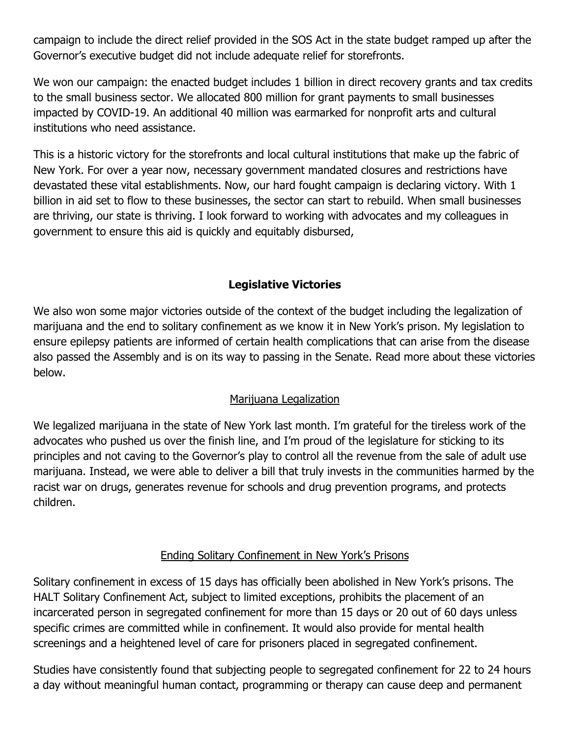campaign to include the direct relief provided in the SOS Act in the state budget ramped up after the Governor's executive budget did not include adequate relief for storefronts.

We won our campaign: the enacted budget includes 1 billion in direct recovery grants and tax credits to the small business sector. We allocated 800 million for grant payments to small businesses impacted by COVID-19. An additional 40 million was earmarked for nonprofit arts and cultural institutions who need assistance.

This is a historic victory for the storefronts and local cultural institutions that make up the fabric of New York. For over a year now, necessary government mandated closures and restrictions have devastated these vital establishments. Now, our hard fought campaign is declaring victory. With 1 billion in aid set to flow to these businesses, the sector can start to rebuild. When small businesses are thriving, our state is thriving. I look forward to working with advocates and my colleagues in government to ensure this aid is quickly and equitably disbursed,

## Legislative Victories

We also won some major victories outside of the context of the budget including the legalization of marijuana and the end to solitary confinement as we know it in New York's prison. My legislation to ensure epilepsy patients are informed of certain health complications that can arise from the disease also passed the Assembly and is on its way to passing in the Senate. Read more about these victories below.

### Marijuana Legalization

We legalized marijuana in the state of New York last month. I'm grateful for the tireless work of the advocates who pushed us over the finish line, and I'm proud of the legislature for sticking to its principles and not caving to the Governor's play to control all the revenue from the sale of adult use marijuana. Instead, we were able to deliver a bill that truly invests in the communities harmed by the racist war on drugs, generates revenue for schools and drug prevention programs, and protects children.

### Ending Solitary Confinement in New York's Prisons

Solitary confinement in excess of 15 days has officially been abolished in New York's prisons. The HALT Solitary Confinement Act, subject to limited exceptions, prohibits the placement of an incarcerated person in segregated confinement for more than 15 days or 20 out of 60 days unless specific crimes are committed while in confinement. It would also provide for mental health screenings and a heightened level of care for prisoners placed in segregated confinement.

Studies have consistently found that subjecting people to segregated confinement for 22 to 24 hours a day without meaningful human contact, programming or therapy can cause deep and permanent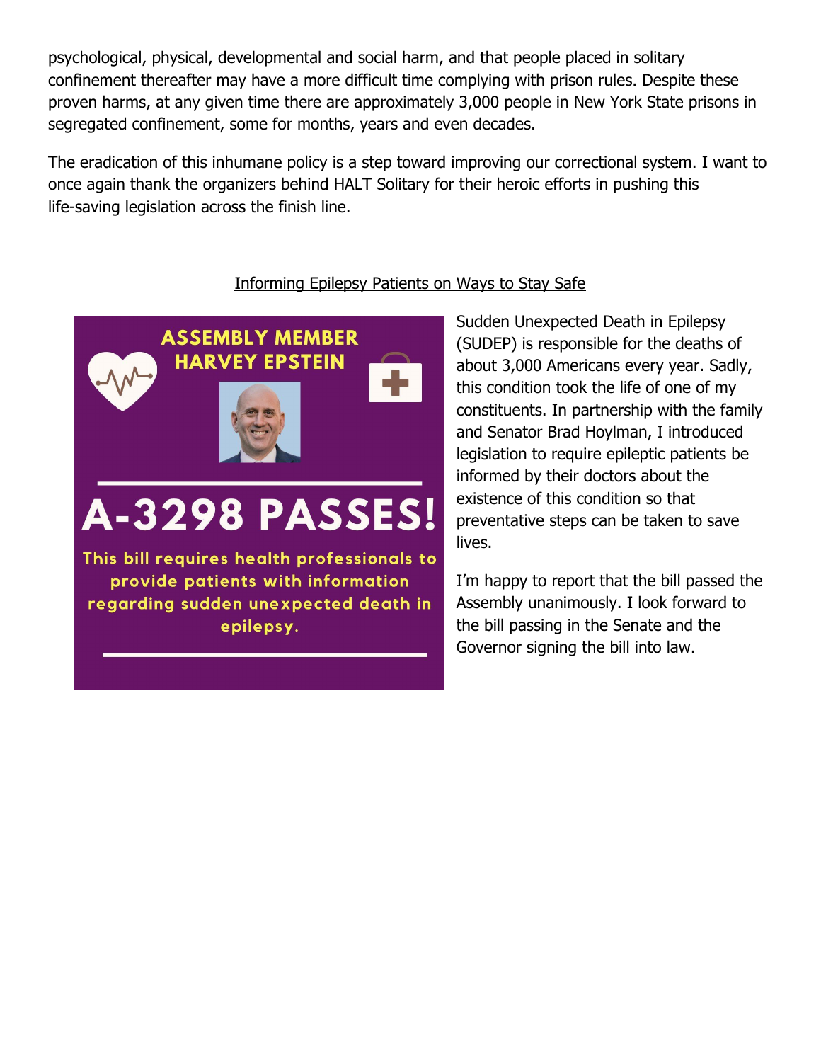psychological, physical, developmental and social harm, and that people placed in solitary confinement thereafter may have a more difficult time complying with prison rules. Despite these proven harms, at any given time there are approximately 3,000 people in New York State prisons in segregated confinement, some for months, years and even decades.

The eradication of this inhumane policy is a step toward improving our correctional system. I want to once again thank the organizers behind HALT Solitary for their heroic efforts in pushing this life-saving legislation across the finish line.

## Informing Epilepsy Patients on Ways to Stay Safe

**ASSEMBLY MEMBER HARVEY EPSTEIN**

**A-3298 PASSES!**

**This bill requires health professionals to provide patients with information regarding sudden unexpected death in epilepsy.**

Sudden Unexpected Death in Epilepsy (SUDEP) is responsible for the deaths of about 3,000 Americans every year. Sadly, this condition took the life of one of my constituents. In partnership with the family and Senator Brad Hoylman, I introduced legislation to require epileptic patients be informed by their doctors about the existence of this condition so that preventative steps can be taken to save lives.

I'm happy to report that the bill passed the Assembly unanimously. I look forward to the bill passing in the Senate and the Governor signing the bill into law.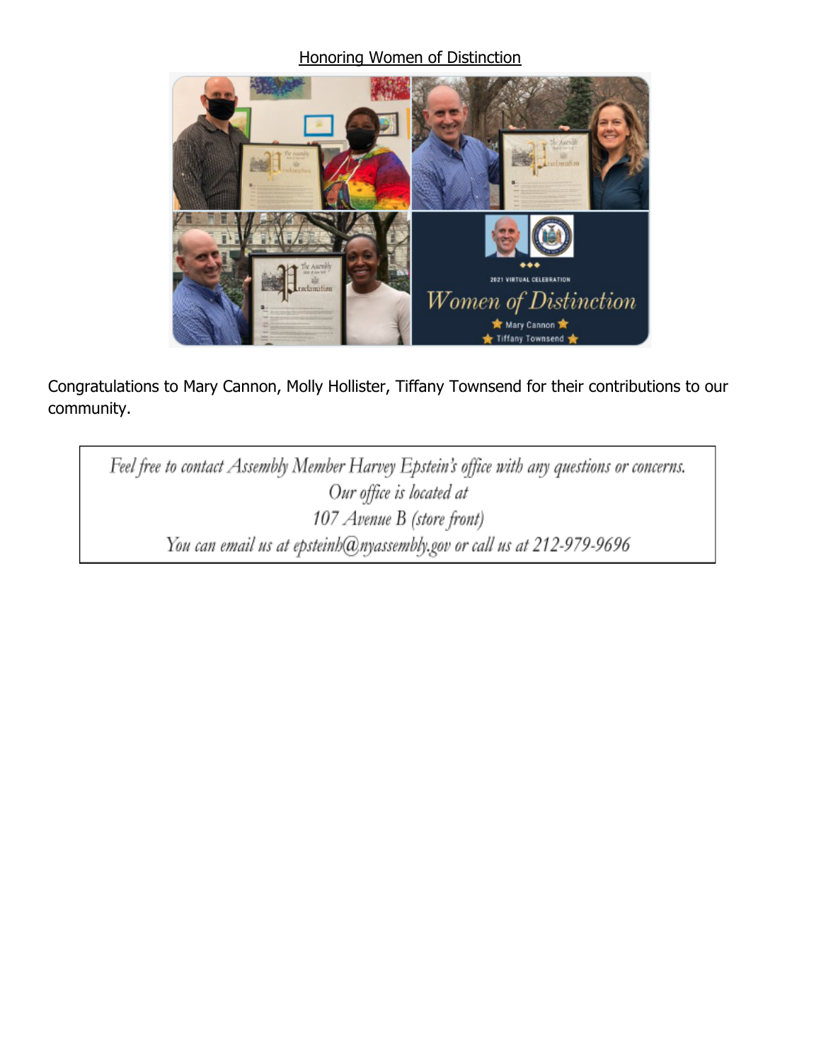## Honoring Women of Distinction

Congratulations to Mary Cannon, Molly Hollister, Tiffany Townsend for their contributions to our community.

> *Feel free to contact Assembly Member Harvey Epstein's office with any questions or concerns.*
> *Our office is located at*
> *107 Avenue B (store front)*
> *You can email us at epsteinh@nyassembly.gov or call us at 212-979-9696*